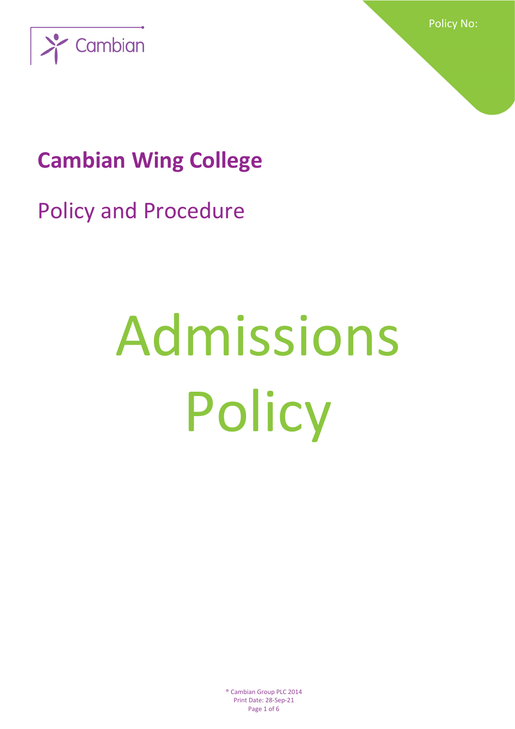Policy No:

# Cambian Wing College

## Policy and Procedure

# Admissions Policy

® Cambian Group PLC 2014
Print Date: 28-Sep-21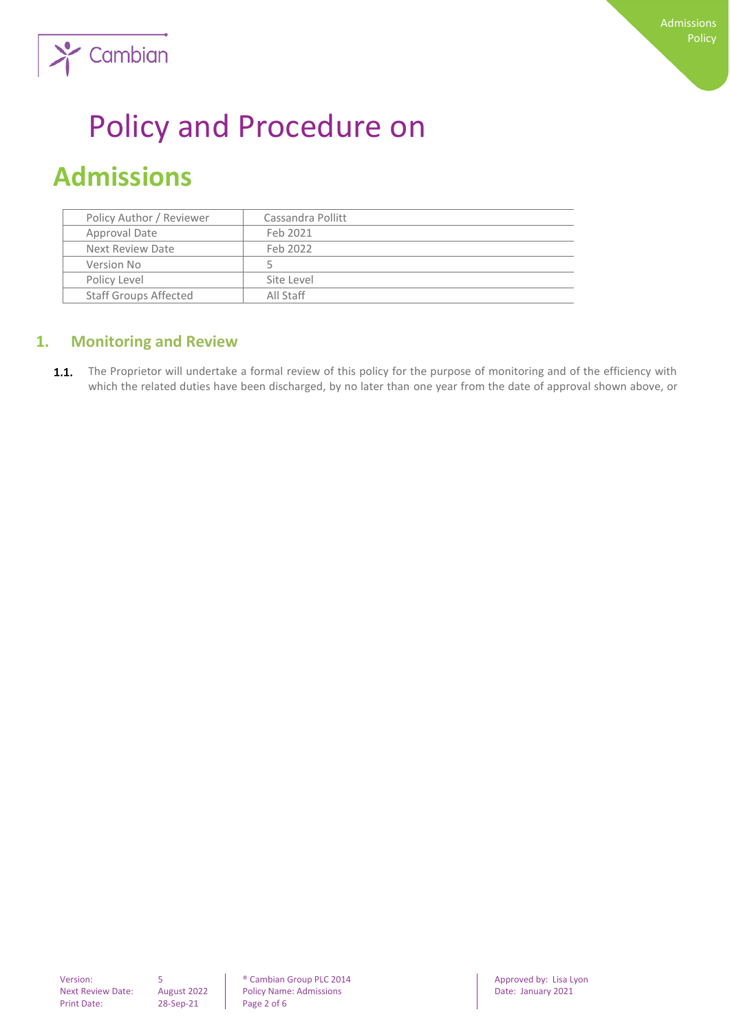# Policy and Procedure on

# Admissions

| Policy Author / Reviewer | Cassandra Pollitt |
|---|---|
| Approval Date | Feb 2021 |
| Next Review Date | Feb 2022 |
| Version No | 5 |
| Policy Level | Site Level |
| Staff Groups Affected | All Staff |

## 1. Monitoring and Review

**1.1.** The Proprietor will undertake a formal review of this policy for the purpose of monitoring and of the efficiency with which the related duties have been discharged, by no later than one year from the date of approval shown above, or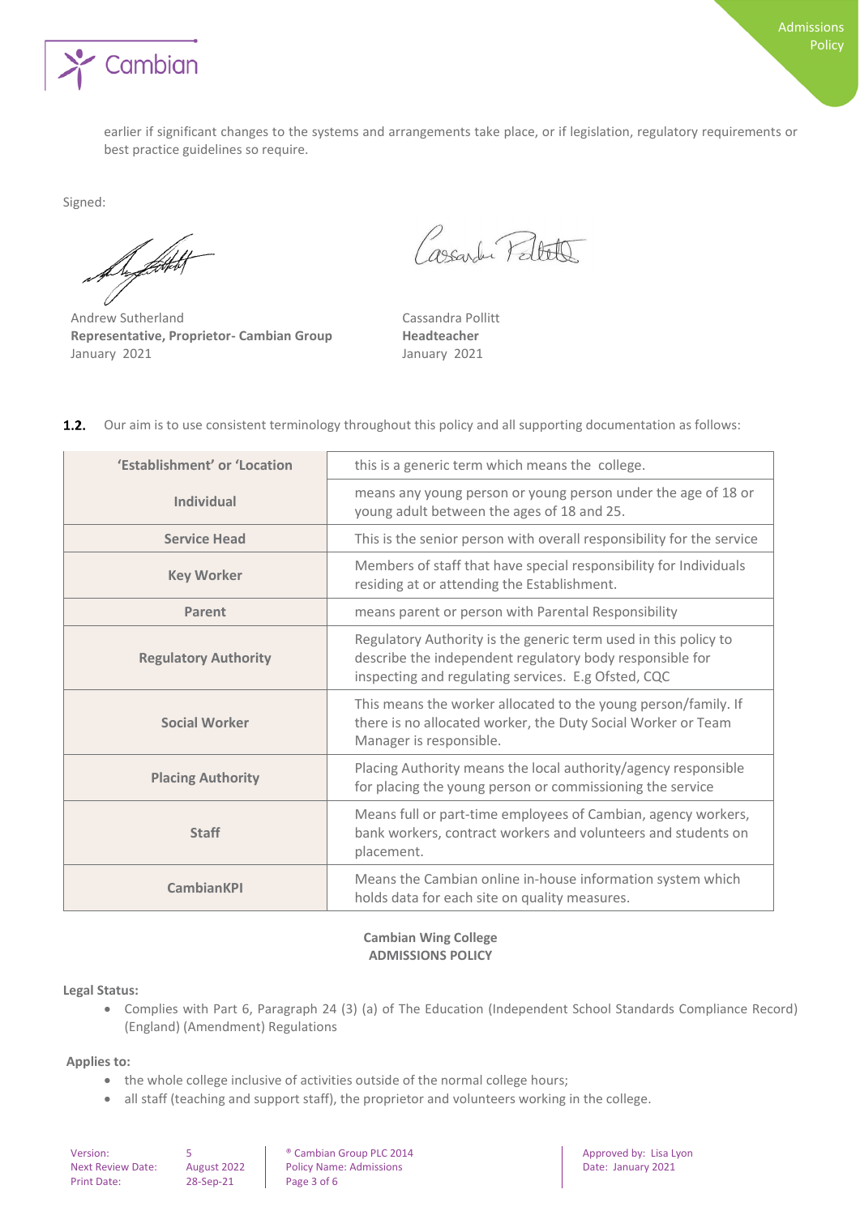earlier if significant changes to the systems and arrangements take place, or if legislation, regulatory requirements or best practice guidelines so require.

Signed:

| | |
|---|---|
| Andrew Sutherland | Cassandra Pollitt |
| **Representative, Proprietor- Cambian Group** | **Headteacher** |
| January 2021 | January 2021 |

**1.2.** Our aim is to use consistent terminology throughout this policy and all supporting documentation as follows:

| Term | Definition |
|---|---|
| **'Establishment' or 'Location** | this is a generic term which means the college. |
| **Individual** | means any young person or young person under the age of 18 or young adult between the ages of 18 and 25. |
| **Service Head** | This is the senior person with overall responsibility for the service |
| **Key Worker** | Members of staff that have special responsibility for Individuals residing at or attending the Establishment. |
| **Parent** | means parent or person with Parental Responsibility |
| **Regulatory Authority** | Regulatory Authority is the generic term used in this policy to describe the independent regulatory body responsible for inspecting and regulating services. E.g Ofsted, CQC |
| **Social Worker** | This means the worker allocated to the young person/family. If there is no allocated worker, the Duty Social Worker or Team Manager is responsible. |
| **Placing Authority** | Placing Authority means the local authority/agency responsible for placing the young person or commissioning the service |
| **Staff** | Means full or part-time employees of Cambian, agency workers, bank workers, contract workers and volunteers and students on placement. |
| **CambianKPI** | Means the Cambian online in-house information system which holds data for each site on quality measures. |

**Cambian Wing College**
**ADMISSIONS POLICY**

**Legal Status:**

- Complies with Part 6, Paragraph 24 (3) (a) of The Education (Independent School Standards Compliance Record) (England) (Amendment) Regulations

**Applies to:**

- the whole college inclusive of activities outside of the normal college hours;
- all staff (teaching and support staff), the proprietor and volunteers working in the college.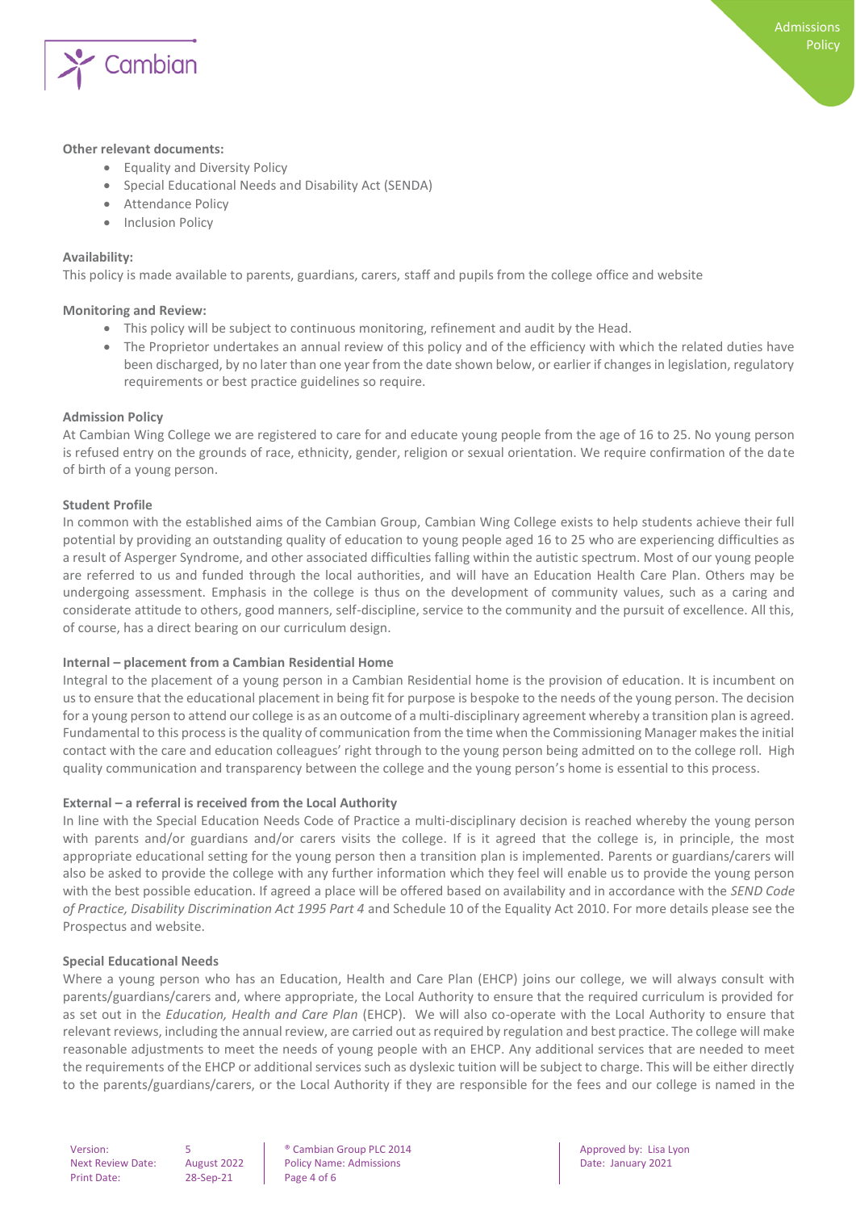**Other relevant documents:**

- Equality and Diversity Policy
- Special Educational Needs and Disability Act (SENDA)
- Attendance Policy
- Inclusion Policy

**Availability:**

This policy is made available to parents, guardians, carers, staff and pupils from the college office and website

**Monitoring and Review:**

- This policy will be subject to continuous monitoring, refinement and audit by the Head.
- The Proprietor undertakes an annual review of this policy and of the efficiency with which the related duties have been discharged, by no later than one year from the date shown below, or earlier if changes in legislation, regulatory requirements or best practice guidelines so require.

**Admission Policy**

At Cambian Wing College we are registered to care for and educate young people from the age of 16 to 25. No young person is refused entry on the grounds of race, ethnicity, gender, religion or sexual orientation. We require confirmation of the date of birth of a young person.

**Student Profile**

In common with the established aims of the Cambian Group, Cambian Wing College exists to help students achieve their full potential by providing an outstanding quality of education to young people aged 16 to 25 who are experiencing difficulties as a result of Asperger Syndrome, and other associated difficulties falling within the autistic spectrum. Most of our young people are referred to us and funded through the local authorities, and will have an Education Health Care Plan. Others may be undergoing assessment. Emphasis in the college is thus on the development of community values, such as a caring and considerate attitude to others, good manners, self-discipline, service to the community and the pursuit of excellence. All this, of course, has a direct bearing on our curriculum design.

**Internal – placement from a Cambian Residential Home**

Integral to the placement of a young person in a Cambian Residential home is the provision of education. It is incumbent on us to ensure that the educational placement in being fit for purpose is bespoke to the needs of the young person. The decision for a young person to attend our college is as an outcome of a multi-disciplinary agreement whereby a transition plan is agreed. Fundamental to this process is the quality of communication from the time when the Commissioning Manager makes the initial contact with the care and education colleagues' right through to the young person being admitted on to the college roll. High quality communication and transparency between the college and the young person's home is essential to this process.

**External – a referral is received from the Local Authority**

In line with the Special Education Needs Code of Practice a multi-disciplinary decision is reached whereby the young person with parents and/or guardians and/or carers visits the college. If is it agreed that the college is, in principle, the most appropriate educational setting for the young person then a transition plan is implemented. Parents or guardians/carers will also be asked to provide the college with any further information which they feel will enable us to provide the young person with the best possible education. If agreed a place will be offered based on availability and in accordance with the *SEND Code of Practice, Disability Discrimination Act 1995 Part 4* and Schedule 10 of the Equality Act 2010. For more details please see the Prospectus and website.

**Special Educational Needs**

Where a young person who has an Education, Health and Care Plan (EHCP) joins our college, we will always consult with parents/guardians/carers and, where appropriate, the Local Authority to ensure that the required curriculum is provided for as set out in the *Education, Health and Care Plan* (EHCP). We will also co-operate with the Local Authority to ensure that relevant reviews, including the annual review, are carried out as required by regulation and best practice. The college will make reasonable adjustments to meet the needs of young people with an EHCP. Any additional services that are needed to meet the requirements of the EHCP or additional services such as dyslexic tuition will be subject to charge. This will be either directly to the parents/guardians/carers, or the Local Authority if they are responsible for the fees and our college is named in the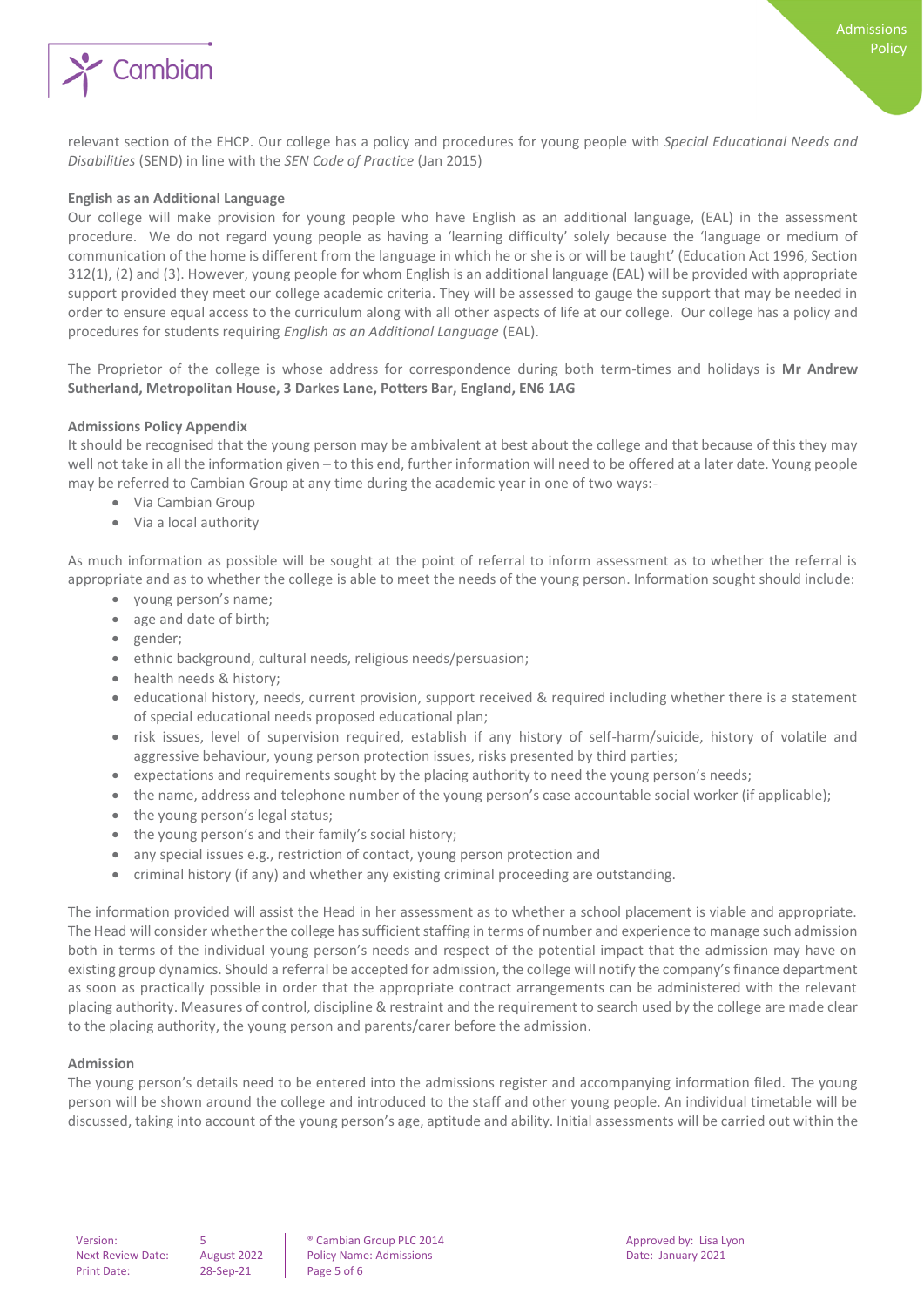relevant section of the EHCP. Our college has a policy and procedures for young people with *Special Educational Needs and Disabilities* (SEND) in line with the *SEN Code of Practice* (Jan 2015)

**English as an Additional Language**

Our college will make provision for young people who have English as an additional language, (EAL) in the assessment procedure. We do not regard young people as having a 'learning difficulty' solely because the 'language or medium of communication of the home is different from the language in which he or she is or will be taught' (Education Act 1996, Section 312(1), (2) and (3). However, young people for whom English is an additional language (EAL) will be provided with appropriate support provided they meet our college academic criteria. They will be assessed to gauge the support that may be needed in order to ensure equal access to the curriculum along with all other aspects of life at our college. Our college has a policy and procedures for students requiring *English as an Additional Language* (EAL).

The Proprietor of the college is whose address for correspondence during both term-times and holidays is **Mr Andrew Sutherland, Metropolitan House, 3 Darkes Lane, Potters Bar, England, EN6 1AG**

**Admissions Policy Appendix**

It should be recognised that the young person may be ambivalent at best about the college and that because of this they may well not take in all the information given – to this end, further information will need to be offered at a later date. Young people may be referred to Cambian Group at any time during the academic year in one of two ways:-

- Via Cambian Group
- Via a local authority

As much information as possible will be sought at the point of referral to inform assessment as to whether the referral is appropriate and as to whether the college is able to meet the needs of the young person. Information sought should include:

- young person's name;
- age and date of birth;
- gender;
- ethnic background, cultural needs, religious needs/persuasion;
- health needs & history;
- educational history, needs, current provision, support received & required including whether there is a statement of special educational needs proposed educational plan;
- risk issues, level of supervision required, establish if any history of self-harm/suicide, history of volatile and aggressive behaviour, young person protection issues, risks presented by third parties;
- expectations and requirements sought by the placing authority to need the young person's needs;
- the name, address and telephone number of the young person's case accountable social worker (if applicable);
- the young person's legal status;
- the young person's and their family's social history;
- any special issues e.g., restriction of contact, young person protection and
- criminal history (if any) and whether any existing criminal proceeding are outstanding.

The information provided will assist the Head in her assessment as to whether a school placement is viable and appropriate. The Head will consider whether the college has sufficient staffing in terms of number and experience to manage such admission both in terms of the individual young person's needs and respect of the potential impact that the admission may have on existing group dynamics. Should a referral be accepted for admission, the college will notify the company's finance department as soon as practically possible in order that the appropriate contract arrangements can be administered with the relevant placing authority. Measures of control, discipline & restraint and the requirement to search used by the college are made clear to the placing authority, the young person and parents/carer before the admission.

**Admission**

The young person's details need to be entered into the admissions register and accompanying information filed. The young person will be shown around the college and introduced to the staff and other young people. An individual timetable will be discussed, taking into account of the young person's age, aptitude and ability. Initial assessments will be carried out within the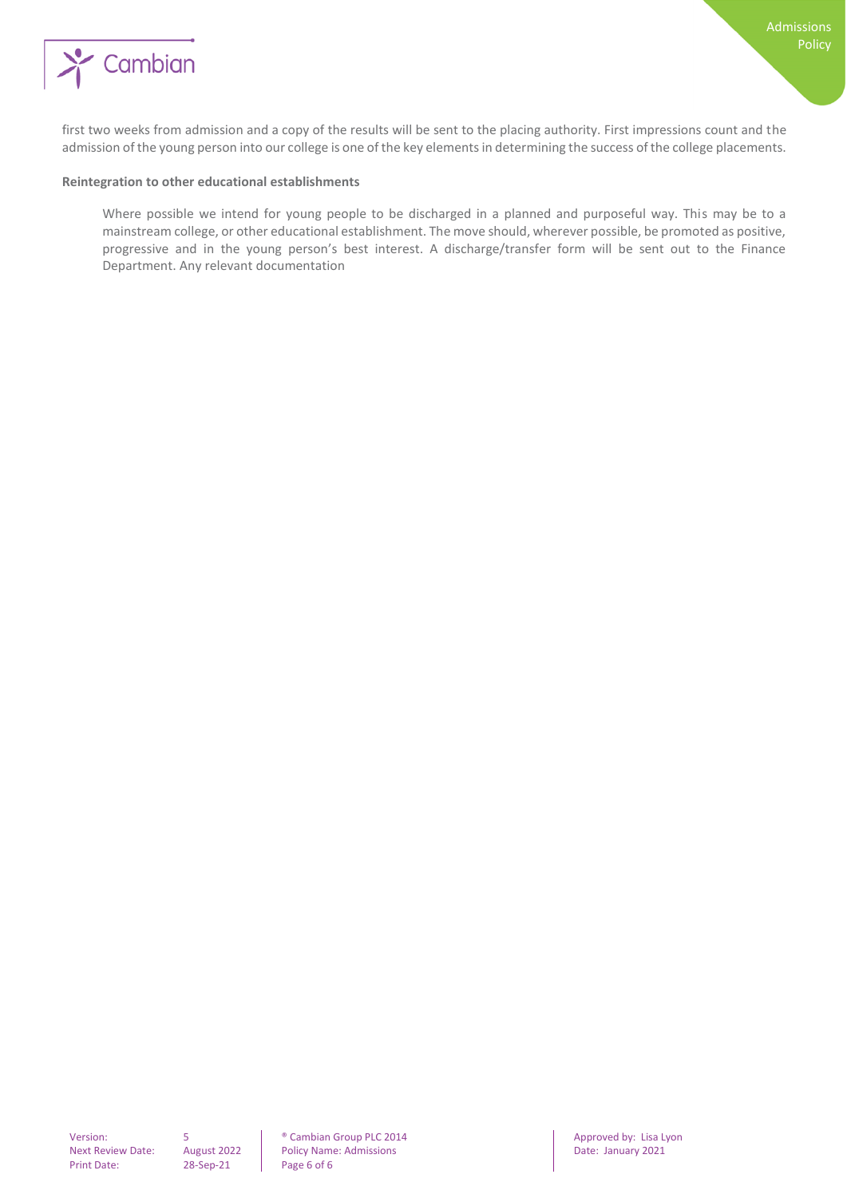first two weeks from admission and a copy of the results will be sent to the placing authority. First impressions count and the admission of the young person into our college is one of the key elements in determining the success of the college placements.

**Reintegration to other educational establishments**

Where possible we intend for young people to be discharged in a planned and purposeful way. This may be to a mainstream college, or other educational establishment. The move should, wherever possible, be promoted as positive, progressive and in the young person's best interest. A discharge/transfer form will be sent out to the Finance Department. Any relevant documentation